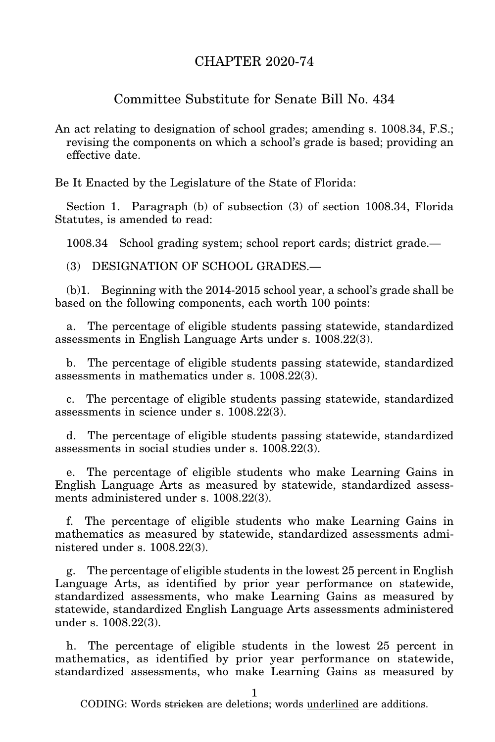# CHAPTER 2020-74

## Committee Substitute for Senate Bill No. 434

An act relating to designation of school grades; amending s. 1008.34, F.S.; revising the components on which a school's grade is based; providing an effective date.

Be It Enacted by the Legislature of the State of Florida:

Section 1. Paragraph (b) of subsection (3) of section 1008.34, Florida Statutes, is amended to read:

1008.34 School grading system; school report cards; district grade.—

(3) DESIGNATION OF SCHOOL GRADES.—

(b)1. Beginning with the 2014-2015 school year, a school's grade shall be based on the following components, each worth 100 points:

a. The percentage of eligible students passing statewide, standardized assessments in English Language Arts under s. 1008.22(3).

b. The percentage of eligible students passing statewide, standardized assessments in mathematics under s. 1008.22(3).

c. The percentage of eligible students passing statewide, standardized assessments in science under s. 1008.22(3).

d. The percentage of eligible students passing statewide, standardized assessments in social studies under s. 1008.22(3).

e. The percentage of eligible students who make Learning Gains in English Language Arts as measured by statewide, standardized assessments administered under s. 1008.22(3).

f. The percentage of eligible students who make Learning Gains in mathematics as measured by statewide, standardized assessments administered under s. 1008.22(3).

g. The percentage of eligible students in the lowest 25 percent in English Language Arts, as identified by prior year performance on statewide, standardized assessments, who make Learning Gains as measured by statewide, standardized English Language Arts assessments administered under s. 1008.22(3).

h. The percentage of eligible students in the lowest 25 percent in mathematics, as identified by prior year performance on statewide, standardized assessments, who make Learning Gains as measured by

CODING: Words ~~stricken~~ are deletions; words <u>underlined</u> are additions.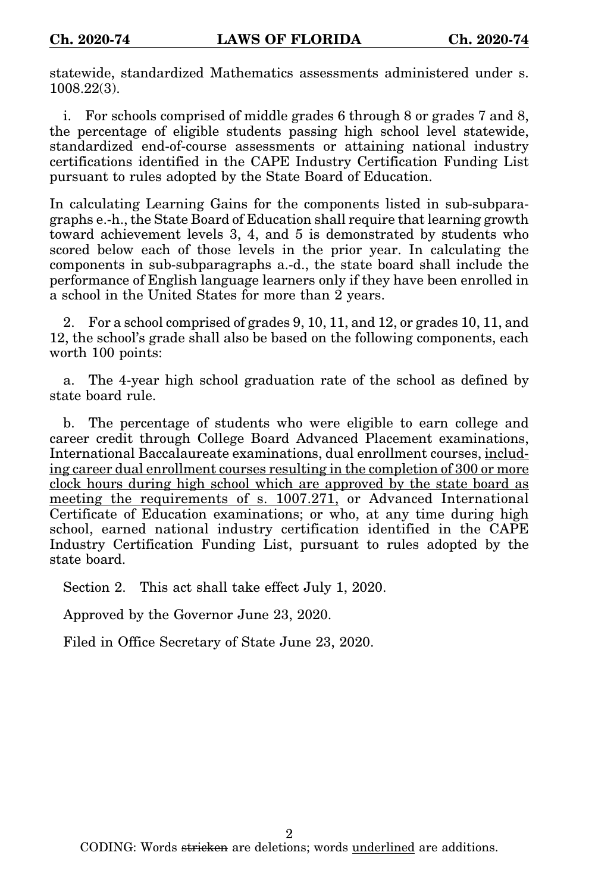statewide, standardized Mathematics assessments administered under s. 1008.22(3).

i. For schools comprised of middle grades 6 through 8 or grades 7 and 8, the percentage of eligible students passing high school level statewide, standardized end-of-course assessments or attaining national industry certifications identified in the CAPE Industry Certification Funding List pursuant to rules adopted by the State Board of Education.

In calculating Learning Gains for the components listed in sub-subparagraphs e.-h., the State Board of Education shall require that learning growth toward achievement levels 3, 4, and 5 is demonstrated by students who scored below each of those levels in the prior year. In calculating the components in sub-subparagraphs a.-d., the state board shall include the performance of English language learners only if they have been enrolled in a school in the United States for more than 2 years.

2. For a school comprised of grades 9, 10, 11, and 12, or grades 10, 11, and 12, the school's grade shall also be based on the following components, each worth 100 points:

a. The 4-year high school graduation rate of the school as defined by state board rule.

b. The percentage of students who were eligible to earn college and career credit through College Board Advanced Placement examinations, International Baccalaureate examinations, dual enrollment courses, <u>including career dual enrollment courses resulting in the completion of 300 or more clock hours during high school which are approved by the state board as meeting the requirements of s. 1007.271,</u> or Advanced International Certificate of Education examinations; or who, at any time during high school, earned national industry certification identified in the CAPE Industry Certification Funding List, pursuant to rules adopted by the state board.

Section 2. This act shall take effect July 1, 2020.

Approved by the Governor June 23, 2020.

Filed in Office Secretary of State June 23, 2020.

CODING: Words ~~stricken~~ are deletions; words <u>underlined</u> are additions.